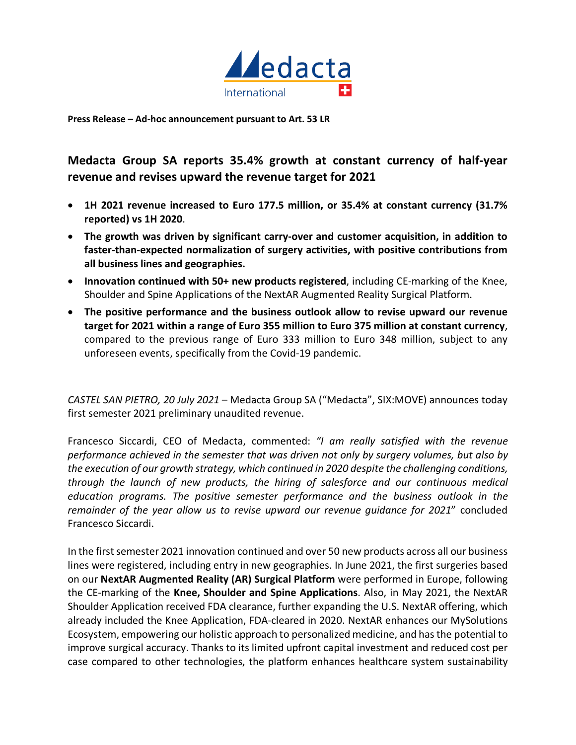**Press Release – Ad-hoc announcement pursuant to Art. 53 LR**

## Medacta Group SA reports 35.4% growth at constant currency of half-year revenue and revises upward the revenue target for 2021

- **1H 2021 revenue increased to Euro 177.5 million, or 35.4% at constant currency (31.7% reported) vs 1H 2020**.
- **The growth was driven by significant carry-over and customer acquisition, in addition to faster-than-expected normalization of surgery activities, with positive contributions from all business lines and geographies.**
- **Innovation continued with 50+ new products registered**, including CE-marking of the Knee, Shoulder and Spine Applications of the NextAR Augmented Reality Surgical Platform.
- **The positive performance and the business outlook allow to revise upward our revenue target for 2021 within a range of Euro 355 million to Euro 375 million at constant currency**, compared to the previous range of Euro 333 million to Euro 348 million, subject to any unforeseen events, specifically from the Covid-19 pandemic.

*CASTEL SAN PIETRO, 20 July 2021* – Medacta Group SA ("Medacta", SIX:MOVE) announces today first semester 2021 preliminary unaudited revenue.

Francesco Siccardi, CEO of Medacta, commented: *"I am really satisfied with the revenue performance achieved in the semester that was driven not only by surgery volumes, but also by the execution of our growth strategy, which continued in 2020 despite the challenging conditions, through the launch of new products, the hiring of salesforce and our continuous medical education programs. The positive semester performance and the business outlook in the remainder of the year allow us to revise upward our revenue guidance for 2021*" concluded Francesco Siccardi.

In the first semester 2021 innovation continued and over 50 new products across all our business lines were registered, including entry in new geographies. In June 2021, the first surgeries based on our **NextAR Augmented Reality (AR) Surgical Platform** were performed in Europe, following the CE-marking of the **Knee, Shoulder and Spine Applications**. Also, in May 2021, the NextAR Shoulder Application received FDA clearance, further expanding the U.S. NextAR offering, which already included the Knee Application, FDA-cleared in 2020. NextAR enhances our MySolutions Ecosystem, empowering our holistic approach to personalized medicine, and has the potential to improve surgical accuracy. Thanks to its limited upfront capital investment and reduced cost per case compared to other technologies, the platform enhances healthcare system sustainability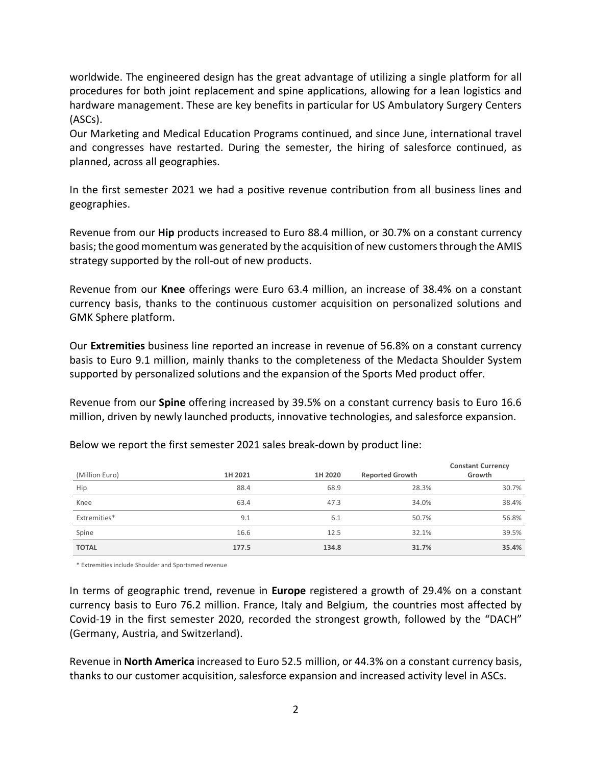worldwide. The engineered design has the great advantage of utilizing a single platform for all procedures for both joint replacement and spine applications, allowing for a lean logistics and hardware management. These are key benefits in particular for US Ambulatory Surgery Centers (ASCs).

Our Marketing and Medical Education Programs continued, and since June, international travel and congresses have restarted. During the semester, the hiring of salesforce continued, as planned, across all geographies.

In the first semester 2021 we had a positive revenue contribution from all business lines and geographies.

Revenue from our **Hip** products increased to Euro 88.4 million, or 30.7% on a constant currency basis; the good momentum was generated by the acquisition of new customers through the AMIS strategy supported by the roll-out of new products.

Revenue from our **Knee** offerings were Euro 63.4 million, an increase of 38.4% on a constant currency basis, thanks to the continuous customer acquisition on personalized solutions and GMK Sphere platform.

Our **Extremities** business line reported an increase in revenue of 56.8% on a constant currency basis to Euro 9.1 million, mainly thanks to the completeness of the Medacta Shoulder System supported by personalized solutions and the expansion of the Sports Med product offer.

Revenue from our **Spine** offering increased by 39.5% on a constant currency basis to Euro 16.6 million, driven by newly launched products, innovative technologies, and salesforce expansion.

Below we report the first semester 2021 sales break-down by product line:

| (Million Euro) | 1H 2021 | 1H 2020 | Reported Growth | Constant Currency Growth |
|---|---|---|---|---|
| Hip | 88.4 | 68.9 | 28.3% | 30.7% |
| Knee | 63.4 | 47.3 | 34.0% | 38.4% |
| Extremities* | 9.1 | 6.1 | 50.7% | 56.8% |
| Spine | 16.6 | 12.5 | 32.1% | 39.5% |
| **TOTAL** | **177.5** | **134.8** | **31.7%** | **35.4%** |

* Extremities include Shoulder and Sportsmed revenue

In terms of geographic trend, revenue in **Europe** registered a growth of 29.4% on a constant currency basis to Euro 76.2 million. France, Italy and Belgium, the countries most affected by Covid-19 in the first semester 2020, recorded the strongest growth, followed by the "DACH" (Germany, Austria, and Switzerland).

Revenue in **North America** increased to Euro 52.5 million, or 44.3% on a constant currency basis, thanks to our customer acquisition, salesforce expansion and increased activity level in ASCs.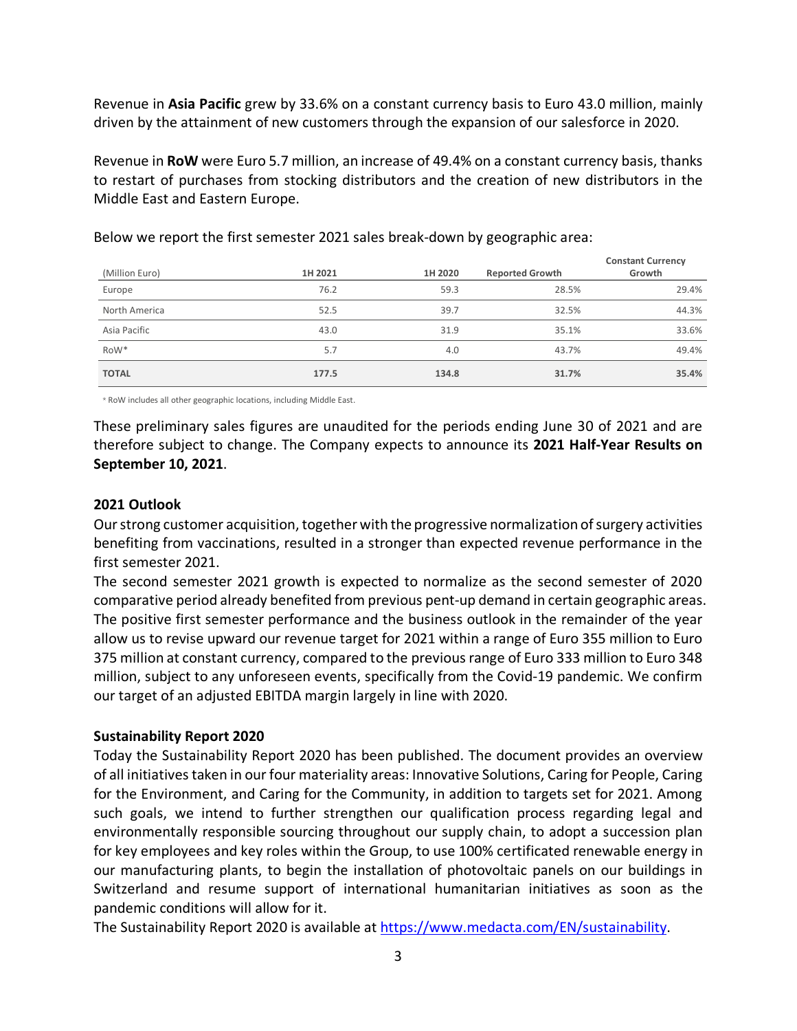Revenue in **Asia Pacific** grew by 33.6% on a constant currency basis to Euro 43.0 million, mainly driven by the attainment of new customers through the expansion of our salesforce in 2020.

Revenue in **RoW** were Euro 5.7 million, an increase of 49.4% on a constant currency basis, thanks to restart of purchases from stocking distributors and the creation of new distributors in the Middle East and Eastern Europe.

Below we report the first semester 2021 sales break-down by geographic area:

| (Million Euro) | 1H 2021 | 1H 2020 | Reported Growth | Constant Currency Growth |
|---|---|---|---|---|
| Europe | 76.2 | 59.3 | 28.5% | 29.4% |
| North America | 52.5 | 39.7 | 32.5% | 44.3% |
| Asia Pacific | 43.0 | 31.9 | 35.1% | 33.6% |
| RoW* | 5.7 | 4.0 | 43.7% | 49.4% |
| **TOTAL** | **177.5** | **134.8** | **31.7%** | **35.4%** |

* RoW includes all other geographic locations, including Middle East.

These preliminary sales figures are unaudited for the periods ending June 30 of 2021 and are therefore subject to change. The Company expects to announce its **2021 Half-Year Results on September 10, 2021**.

**2021 Outlook**

Our strong customer acquisition, together with the progressive normalization of surgery activities benefiting from vaccinations, resulted in a stronger than expected revenue performance in the first semester 2021.

The second semester 2021 growth is expected to normalize as the second semester of 2020 comparative period already benefited from previous pent-up demand in certain geographic areas. The positive first semester performance and the business outlook in the remainder of the year allow us to revise upward our revenue target for 2021 within a range of Euro 355 million to Euro 375 million at constant currency, compared to the previous range of Euro 333 million to Euro 348 million, subject to any unforeseen events, specifically from the Covid-19 pandemic. We confirm our target of an adjusted EBITDA margin largely in line with 2020.

**Sustainability Report 2020**

Today the Sustainability Report 2020 has been published. The document provides an overview of all initiatives taken in our four materiality areas: Innovative Solutions, Caring for People, Caring for the Environment, and Caring for the Community, in addition to targets set for 2021. Among such goals, we intend to further strengthen our qualification process regarding legal and environmentally responsible sourcing throughout our supply chain, to adopt a succession plan for key employees and key roles within the Group, to use 100% certificated renewable energy in our manufacturing plants, to begin the installation of photovoltaic panels on our buildings in Switzerland and resume support of international humanitarian initiatives as soon as the pandemic conditions will allow for it.

The Sustainability Report 2020 is available at https://www.medacta.com/EN/sustainability.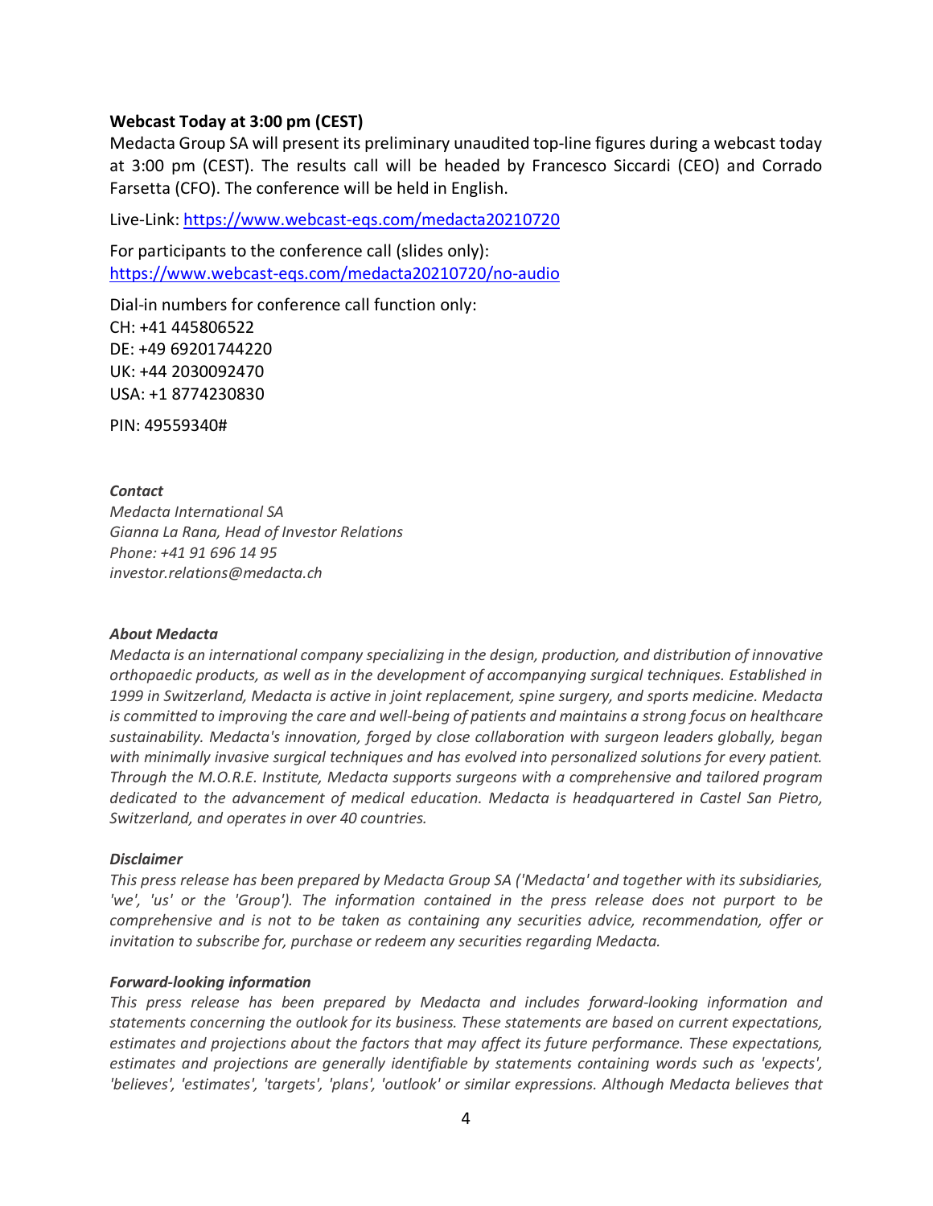**Webcast Today at 3:00 pm (CEST)**

Medacta Group SA will present its preliminary unaudited top-line figures during a webcast today at 3:00 pm (CEST). The results call will be headed by Francesco Siccardi (CEO) and Corrado Farsetta (CFO). The conference will be held in English.

Live-Link: https://www.webcast-eqs.com/medacta20210720

For participants to the conference call (slides only):
https://www.webcast-eqs.com/medacta20210720/no-audio

Dial-in numbers for conference call function only:
CH: +41 445806522
DE: +49 69201744220
UK: +44 2030092470
USA: +1 8774230830

PIN: 49559340#

***Contact***
*Medacta International SA*
*Gianna La Rana, Head of Investor Relations*
*Phone: +41 91 696 14 95*
*investor.relations@medacta.ch*

***About Medacta***
*Medacta is an international company specializing in the design, production, and distribution of innovative orthopaedic products, as well as in the development of accompanying surgical techniques. Established in 1999 in Switzerland, Medacta is active in joint replacement, spine surgery, and sports medicine. Medacta is committed to improving the care and well-being of patients and maintains a strong focus on healthcare sustainability. Medacta's innovation, forged by close collaboration with surgeon leaders globally, began with minimally invasive surgical techniques and has evolved into personalized solutions for every patient. Through the M.O.R.E. Institute, Medacta supports surgeons with a comprehensive and tailored program dedicated to the advancement of medical education. Medacta is headquartered in Castel San Pietro, Switzerland, and operates in over 40 countries.*

***Disclaimer***
*This press release has been prepared by Medacta Group SA ('Medacta' and together with its subsidiaries, 'we', 'us' or the 'Group'). The information contained in the press release does not purport to be comprehensive and is not to be taken as containing any securities advice, recommendation, offer or invitation to subscribe for, purchase or redeem any securities regarding Medacta.*

***Forward-looking information***
*This press release has been prepared by Medacta and includes forward-looking information and statements concerning the outlook for its business. These statements are based on current expectations, estimates and projections about the factors that may affect its future performance. These expectations, estimates and projections are generally identifiable by statements containing words such as 'expects', 'believes', 'estimates', 'targets', 'plans', 'outlook' or similar expressions. Although Medacta believes that*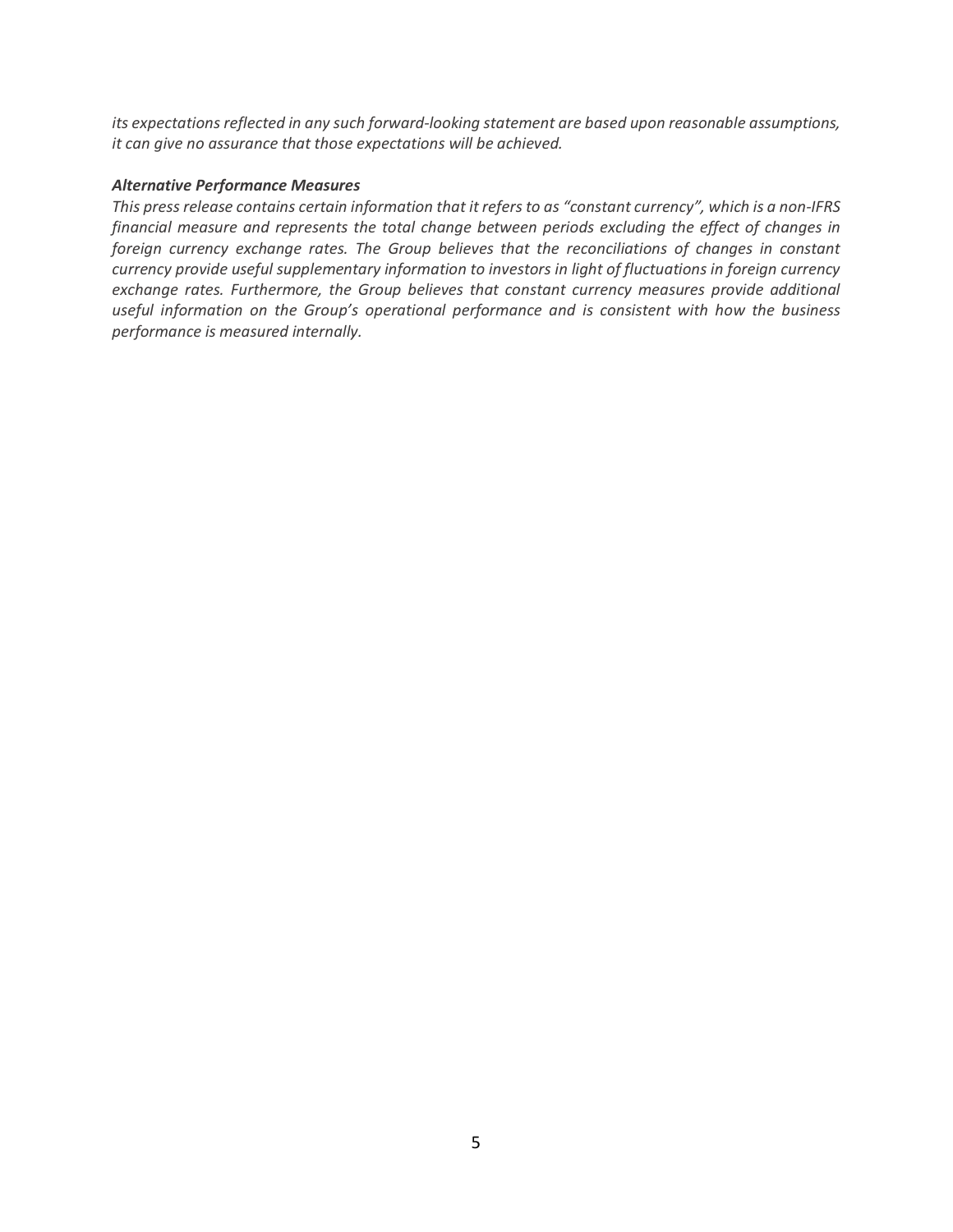*its expectations reflected in any such forward-looking statement are based upon reasonable assumptions, it can give no assurance that those expectations will be achieved.*

***Alternative Performance Measures***

*This press release contains certain information that it refers to as “constant currency”, which is a non-IFRS financial measure and represents the total change between periods excluding the effect of changes in foreign currency exchange rates. The Group believes that the reconciliations of changes in constant currency provide useful supplementary information to investors in light of fluctuations in foreign currency exchange rates. Furthermore, the Group believes that constant currency measures provide additional useful information on the Group’s operational performance and is consistent with how the business performance is measured internally.*